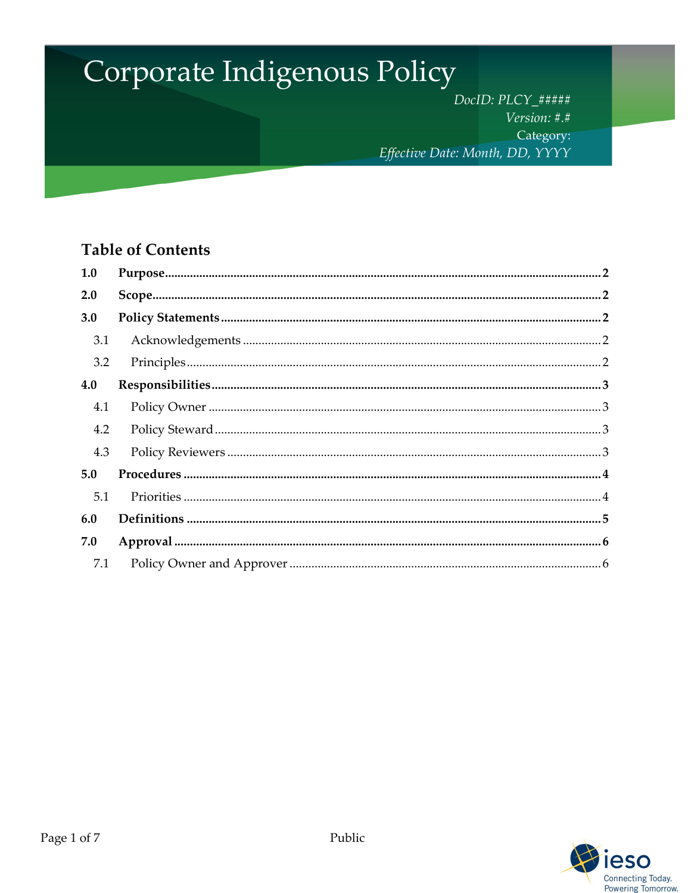# Corporate Indigenous Policy

*DocID: PLCY_#####*
*Version: #.#*
Category:
*Effective Date: Month, DD, YYYY*

## Table of Contents

| | | |
|---|---|---|
| **1.0** | **Purpose** | **2** |
| **2.0** | **Scope** | **2** |
| **3.0** | **Policy Statements** | **2** |
| 3.1 | Acknowledgements | 2 |
| 3.2 | Principles | 2 |
| **4.0** | **Responsibilities** | **3** |
| 4.1 | Policy Owner | 3 |
| 4.2 | Policy Steward | 3 |
| 4.3 | Policy Reviewers | 3 |
| **5.0** | **Procedures** | **4** |
| 5.1 | Priorities | 4 |
| **6.0** | **Definitions** | **5** |
| **7.0** | **Approval** | **6** |
| 7.1 | Policy Owner and Approver | 6 |

Public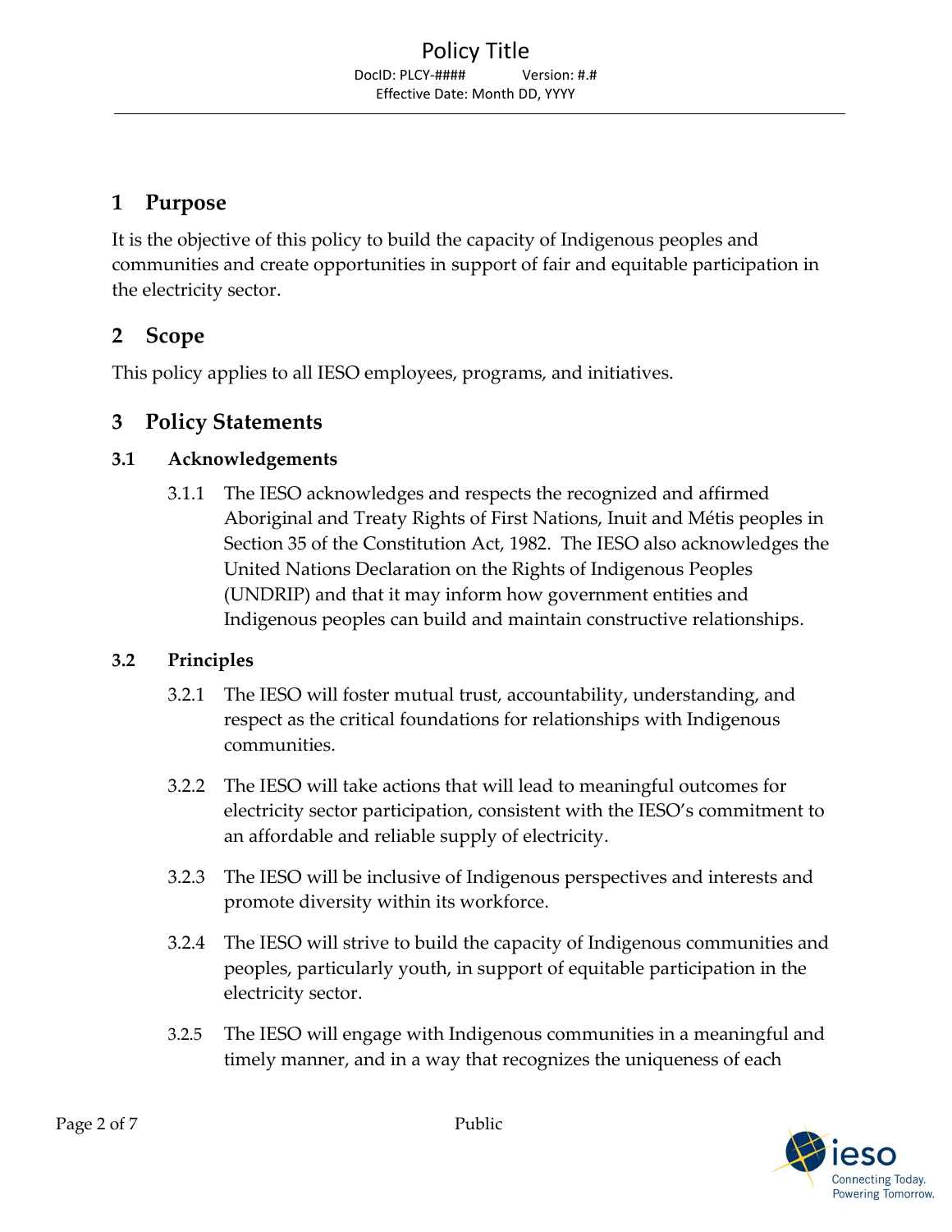## 1 Purpose

It is the objective of this policy to build the capacity of Indigenous peoples and communities and create opportunities in support of fair and equitable participation in the electricity sector.

## 2 Scope

This policy applies to all IESO employees, programs, and initiatives.

## 3 Policy Statements

### 3.1 Acknowledgements

3.1.1 The IESO acknowledges and respects the recognized and affirmed Aboriginal and Treaty Rights of First Nations, Inuit and Métis peoples in Section 35 of the Constitution Act, 1982. The IESO also acknowledges the United Nations Declaration on the Rights of Indigenous Peoples (UNDRIP) and that it may inform how government entities and Indigenous peoples can build and maintain constructive relationships.

### 3.2 Principles

3.2.1 The IESO will foster mutual trust, accountability, understanding, and respect as the critical foundations for relationships with Indigenous communities.

3.2.2 The IESO will take actions that will lead to meaningful outcomes for electricity sector participation, consistent with the IESO's commitment to an affordable and reliable supply of electricity.

3.2.3 The IESO will be inclusive of Indigenous perspectives and interests and promote diversity within its workforce.

3.2.4 The IESO will strive to build the capacity of Indigenous communities and peoples, particularly youth, in support of equitable participation in the electricity sector.

3.2.5 The IESO will engage with Indigenous communities in a meaningful and timely manner, and in a way that recognizes the uniqueness of each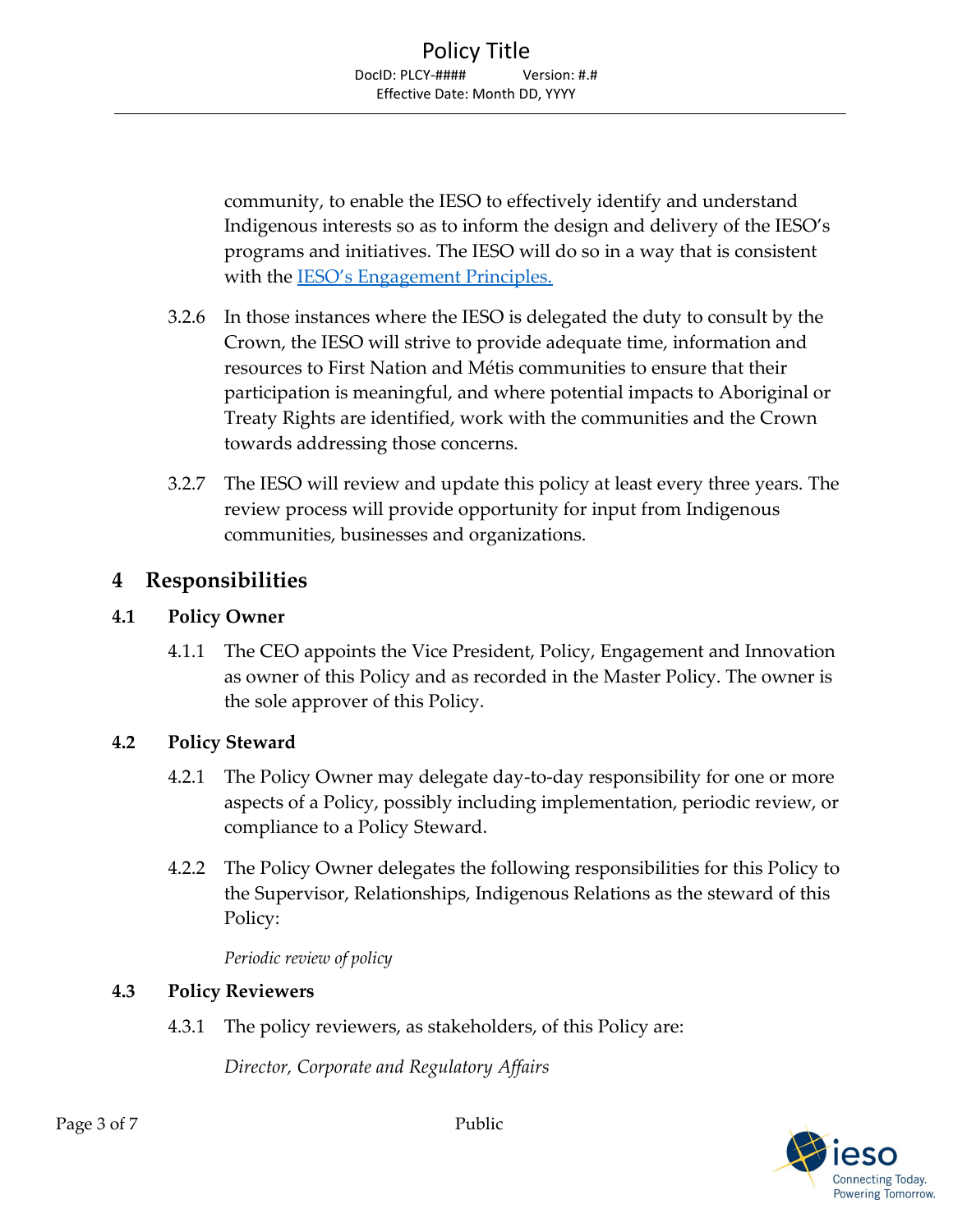community, to enable the IESO to effectively identify and understand Indigenous interests so as to inform the design and delivery of the IESO's programs and initiatives. The IESO will do so in a way that is consistent with the [IESO's Engagement Principles.]

3.2.6 In those instances where the IESO is delegated the duty to consult by the Crown, the IESO will strive to provide adequate time, information and resources to First Nation and Métis communities to ensure that their participation is meaningful, and where potential impacts to Aboriginal or Treaty Rights are identified, work with the communities and the Crown towards addressing those concerns.

3.2.7 The IESO will review and update this policy at least every three years. The review process will provide opportunity for input from Indigenous communities, businesses and organizations.

# 4 Responsibilities

## 4.1 Policy Owner

4.1.1 The CEO appoints the Vice President, Policy, Engagement and Innovation as owner of this Policy and as recorded in the Master Policy. The owner is the sole approver of this Policy.

## 4.2 Policy Steward

4.2.1 The Policy Owner may delegate day-to-day responsibility for one or more aspects of a Policy, possibly including implementation, periodic review, or compliance to a Policy Steward.

4.2.2 The Policy Owner delegates the following responsibilities for this Policy to the Supervisor, Relationships, Indigenous Relations as the steward of this Policy:

*Periodic review of policy*

## 4.3 Policy Reviewers

4.3.1 The policy reviewers, as stakeholders, of this Policy are:

*Director, Corporate and Regulatory Affairs*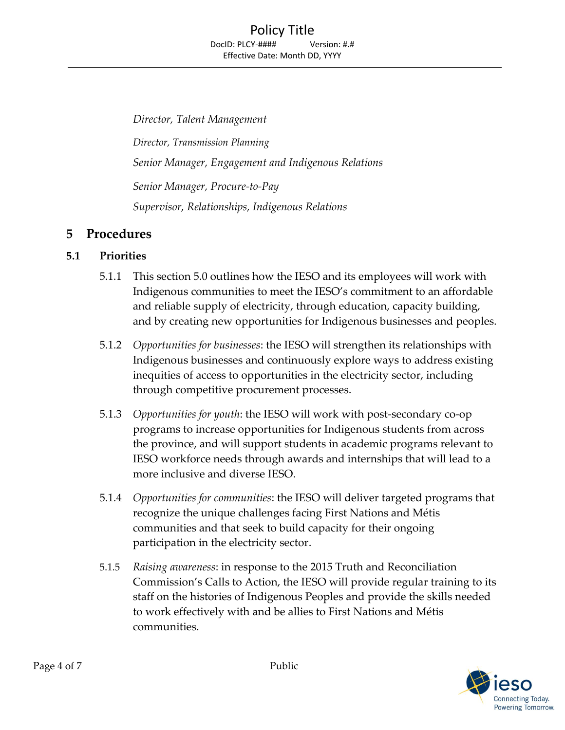*Director, Talent Management*

*Director, Transmission Planning*

*Senior Manager, Engagement and Indigenous Relations*

*Senior Manager, Procure-to-Pay*

*Supervisor, Relationships, Indigenous Relations*

# 5 Procedures

## 5.1 Priorities

5.1.1 This section 5.0 outlines how the IESO and its employees will work with Indigenous communities to meet the IESO's commitment to an affordable and reliable supply of electricity, through education, capacity building, and by creating new opportunities for Indigenous businesses and peoples.

5.1.2 *Opportunities for businesses*: the IESO will strengthen its relationships with Indigenous businesses and continuously explore ways to address existing inequities of access to opportunities in the electricity sector, including through competitive procurement processes.

5.1.3 *Opportunities for youth*: the IESO will work with post-secondary co-op programs to increase opportunities for Indigenous students from across the province, and will support students in academic programs relevant to IESO workforce needs through awards and internships that will lead to a more inclusive and diverse IESO.

5.1.4 *Opportunities for communities*: the IESO will deliver targeted programs that recognize the unique challenges facing First Nations and Métis communities and that seek to build capacity for their ongoing participation in the electricity sector.

5.1.5 *Raising awareness*: in response to the 2015 Truth and Reconciliation Commission's Calls to Action, the IESO will provide regular training to its staff on the histories of Indigenous Peoples and provide the skills needed to work effectively with and be allies to First Nations and Métis communities.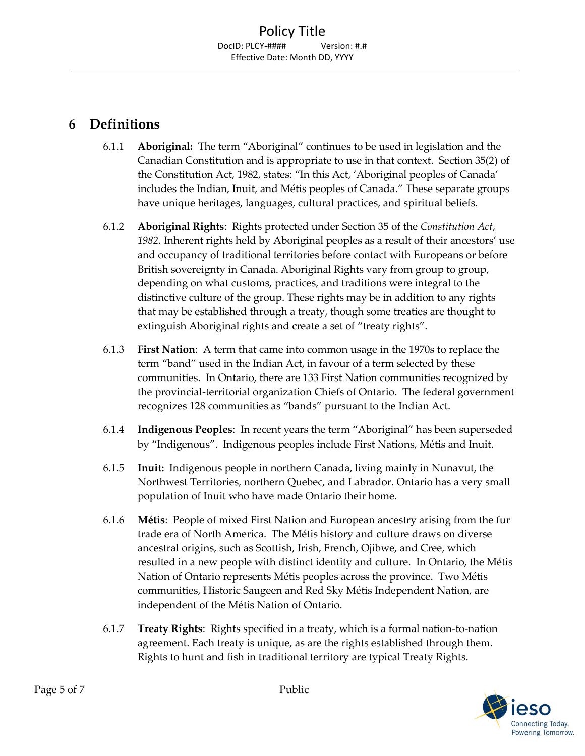# 6 Definitions

6.1.1 **Aboriginal:** The term "Aboriginal" continues to be used in legislation and the Canadian Constitution and is appropriate to use in that context. Section 35(2) of the Constitution Act, 1982, states: "In this Act, 'Aboriginal peoples of Canada' includes the Indian, Inuit, and Métis peoples of Canada." These separate groups have unique heritages, languages, cultural practices, and spiritual beliefs.

6.1.2 **Aboriginal Rights**: Rights protected under Section 35 of the *Constitution Act, 1982.* Inherent rights held by Aboriginal peoples as a result of their ancestors' use and occupancy of traditional territories before contact with Europeans or before British sovereignty in Canada. Aboriginal Rights vary from group to group, depending on what customs, practices, and traditions were integral to the distinctive culture of the group. These rights may be in addition to any rights that may be established through a treaty, though some treaties are thought to extinguish Aboriginal rights and create a set of "treaty rights".

6.1.3 **First Nation**: A term that came into common usage in the 1970s to replace the term "band" used in the Indian Act, in favour of a term selected by these communities. In Ontario, there are 133 First Nation communities recognized by the provincial-territorial organization Chiefs of Ontario. The federal government recognizes 128 communities as "bands" pursuant to the Indian Act.

6.1.4 **Indigenous Peoples**: In recent years the term "Aboriginal" has been superseded by "Indigenous". Indigenous peoples include First Nations, Métis and Inuit.

6.1.5 **Inuit:** Indigenous people in northern Canada, living mainly in Nunavut, the Northwest Territories, northern Quebec, and Labrador. Ontario has a very small population of Inuit who have made Ontario their home.

6.1.6 **Métis**: People of mixed First Nation and European ancestry arising from the fur trade era of North America. The Métis history and culture draws on diverse ancestral origins, such as Scottish, Irish, French, Ojibwe, and Cree, which resulted in a new people with distinct identity and culture. In Ontario, the Métis Nation of Ontario represents Métis peoples across the province. Two Métis communities, Historic Saugeen and Red Sky Métis Independent Nation, are independent of the Métis Nation of Ontario.

6.1.7 **Treaty Rights**: Rights specified in a treaty, which is a formal nation-to-nation agreement. Each treaty is unique, as are the rights established through them. Rights to hunt and fish in traditional territory are typical Treaty Rights.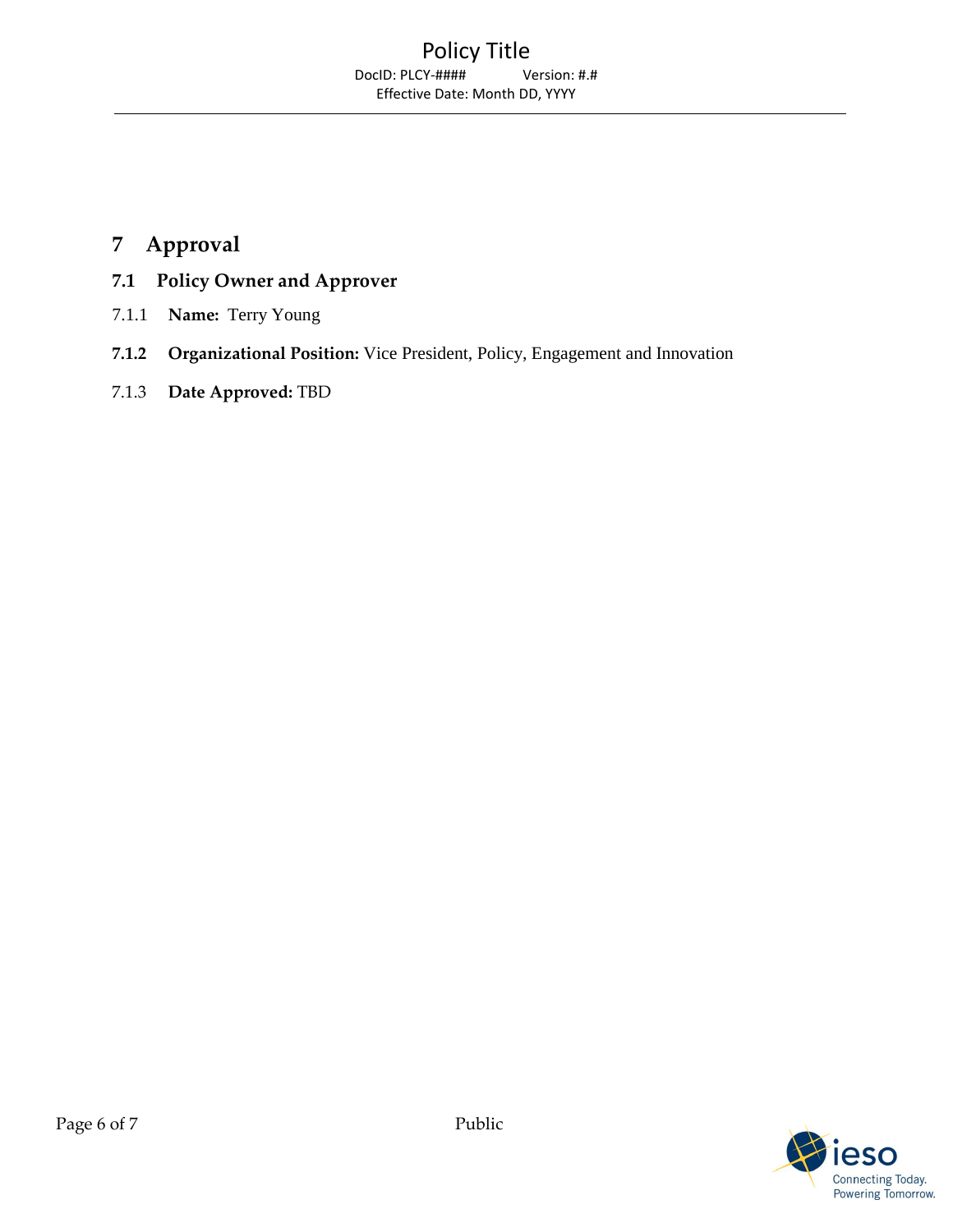# 7 Approval

## 7.1 Policy Owner and Approver

7.1.1 **Name:** Terry Young

**7.1.2** **Organizational Position:** Vice President, Policy, Engagement and Innovation

7.1.3 **Date Approved:** TBD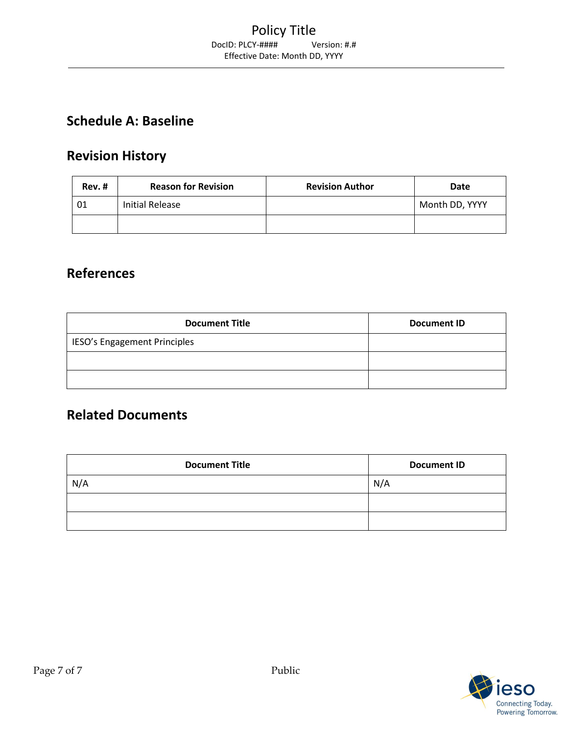## Schedule A: Baseline

## Revision History

| Rev. # | Reason for Revision | Revision Author | Date |
|---|---|---|---|
| 01 | Initial Release | | Month DD, YYYY |
| | | | |

## References

| Document Title | Document ID |
|---|---|
| IESO's Engagement Principles | |
| | |
| | |

## Related Documents

| Document Title | Document ID |
|---|---|
| N/A | N/A |
| | |
| | |